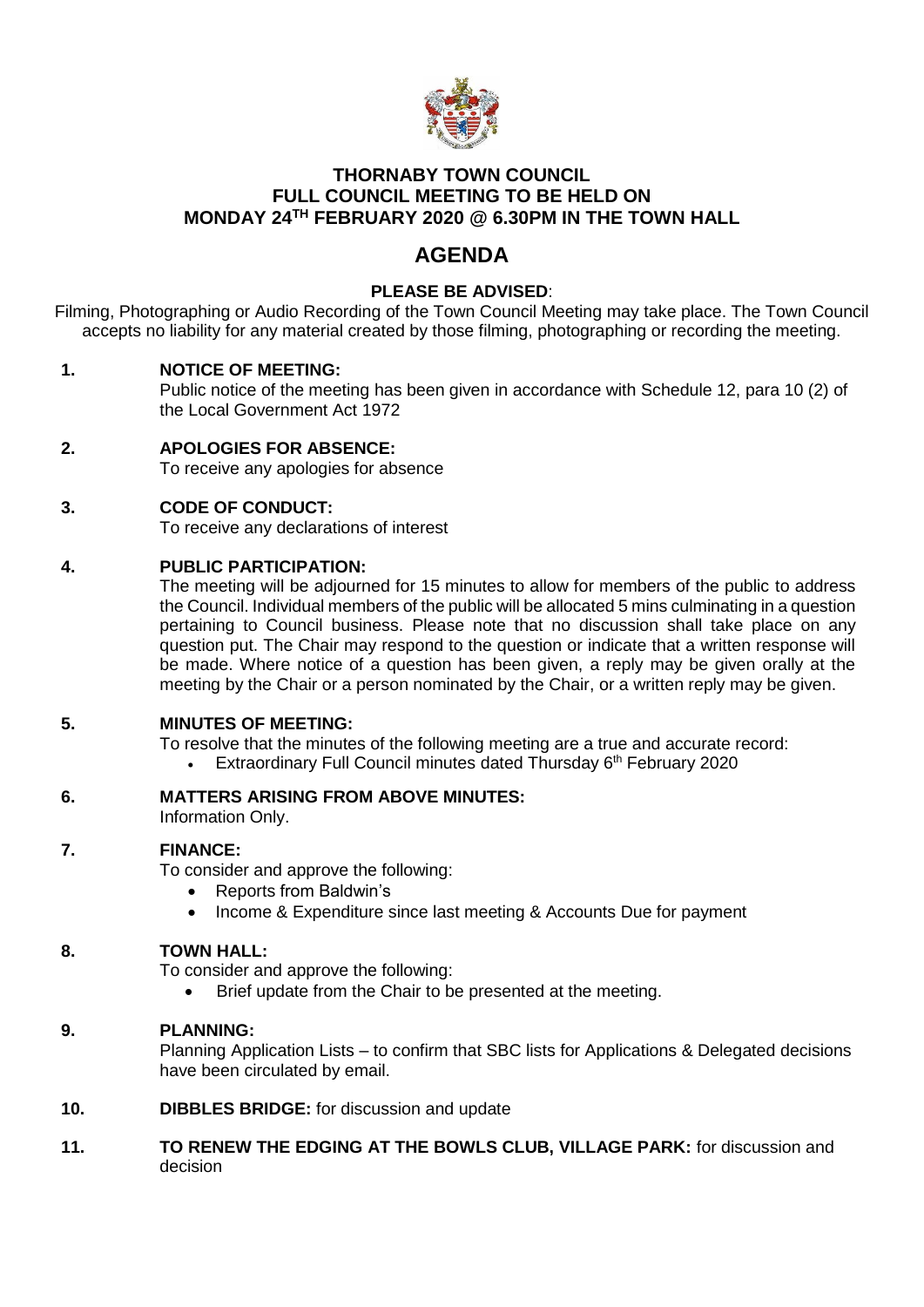# THORNABY TOWN COUNCIL
## FULL COUNCIL MEETING TO BE HELD ON MONDAY 24TH FEBRUARY 2020 @ 6.30PM IN THE TOWN HALL

# AGENDA

**PLEASE BE ADVISED**:

Filming, Photographing or Audio Recording of the Town Council Meeting may take place. The Town Council accepts no liability for any material created by those filming, photographing or recording the meeting.

**1. NOTICE OF MEETING:**

Public notice of the meeting has been given in accordance with Schedule 12, para 10 (2) of the Local Government Act 1972

**2. APOLOGIES FOR ABSENCE:**

To receive any apologies for absence

**3. CODE OF CONDUCT:**

To receive any declarations of interest

**4. PUBLIC PARTICIPATION:**

The meeting will be adjourned for 15 minutes to allow for members of the public to address the Council. Individual members of the public will be allocated 5 mins culminating in a question pertaining to Council business. Please note that no discussion shall take place on any question put. The Chair may respond to the question or indicate that a written response will be made. Where notice of a question has been given, a reply may be given orally at the meeting by the Chair or a person nominated by the Chair, or a written reply may be given.

**5. MINUTES OF MEETING:**

To resolve that the minutes of the following meeting are a true and accurate record:

- Extraordinary Full Council minutes dated Thursday 6th February 2020

**6. MATTERS ARISING FROM ABOVE MINUTES:**

Information Only.

**7. FINANCE:**

To consider and approve the following:

- Reports from Baldwin's
- Income & Expenditure since last meeting & Accounts Due for payment

**8. TOWN HALL:**

To consider and approve the following:

- Brief update from the Chair to be presented at the meeting.

**9. PLANNING:**

Planning Application Lists – to confirm that SBC lists for Applications & Delegated decisions have been circulated by email.

**10. DIBBLES BRIDGE:** for discussion and update

**11. TO RENEW THE EDGING AT THE BOWLS CLUB, VILLAGE PARK:** for discussion and decision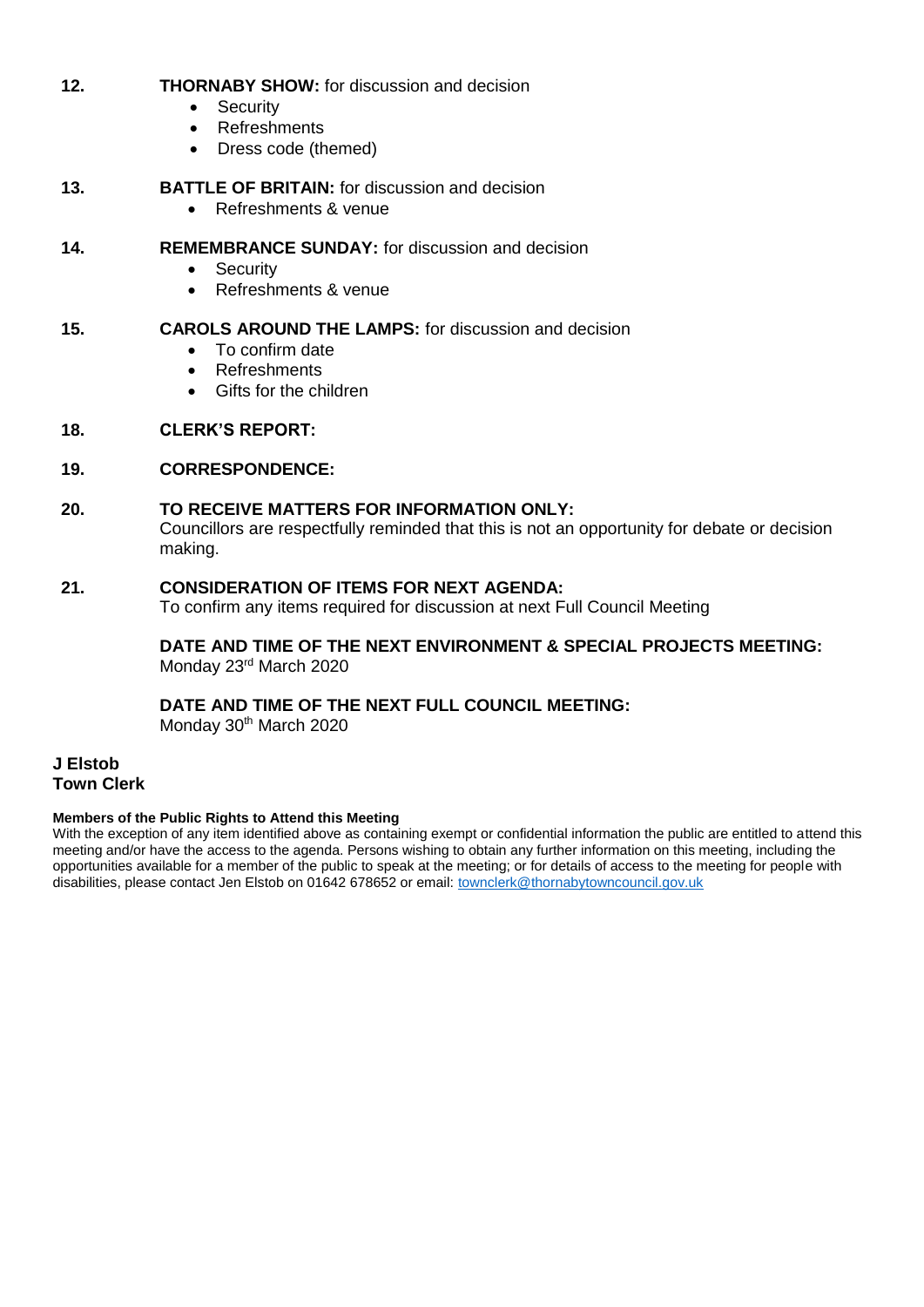**12.** **THORNABY SHOW:** for discussion and decision

- Security
- Refreshments
- Dress code (themed)

**13.** **BATTLE OF BRITAIN:** for discussion and decision

- Refreshments & venue

**14.** **REMEMBRANCE SUNDAY:** for discussion and decision

- Security
- Refreshments & venue

**15.** **CAROLS AROUND THE LAMPS:** for discussion and decision

- To confirm date
- Refreshments
- Gifts for the children

**18.** **CLERK'S REPORT:**

**19.** **CORRESPONDENCE:**

**20.** **TO RECEIVE MATTERS FOR INFORMATION ONLY:**
Councillors are respectfully reminded that this is not an opportunity for debate or decision making.

**21.** **CONSIDERATION OF ITEMS FOR NEXT AGENDA:**
To confirm any items required for discussion at next Full Council Meeting

**DATE AND TIME OF THE NEXT ENVIRONMENT & SPECIAL PROJECTS MEETING:**
Monday 23rd March 2020

**DATE AND TIME OF THE NEXT FULL COUNCIL MEETING:**
Monday 30th March 2020

**J Elstob**
**Town Clerk**

**Members of the Public Rights to Attend this Meeting**
With the exception of any item identified above as containing exempt or confidential information the public are entitled to attend this meeting and/or have the access to the agenda. Persons wishing to obtain any further information on this meeting, including the opportunities available for a member of the public to speak at the meeting; or for details of access to the meeting for people with disabilities, please contact Jen Elstob on 01642 678652 or email: townclerk@thornabytowncouncil.gov.uk